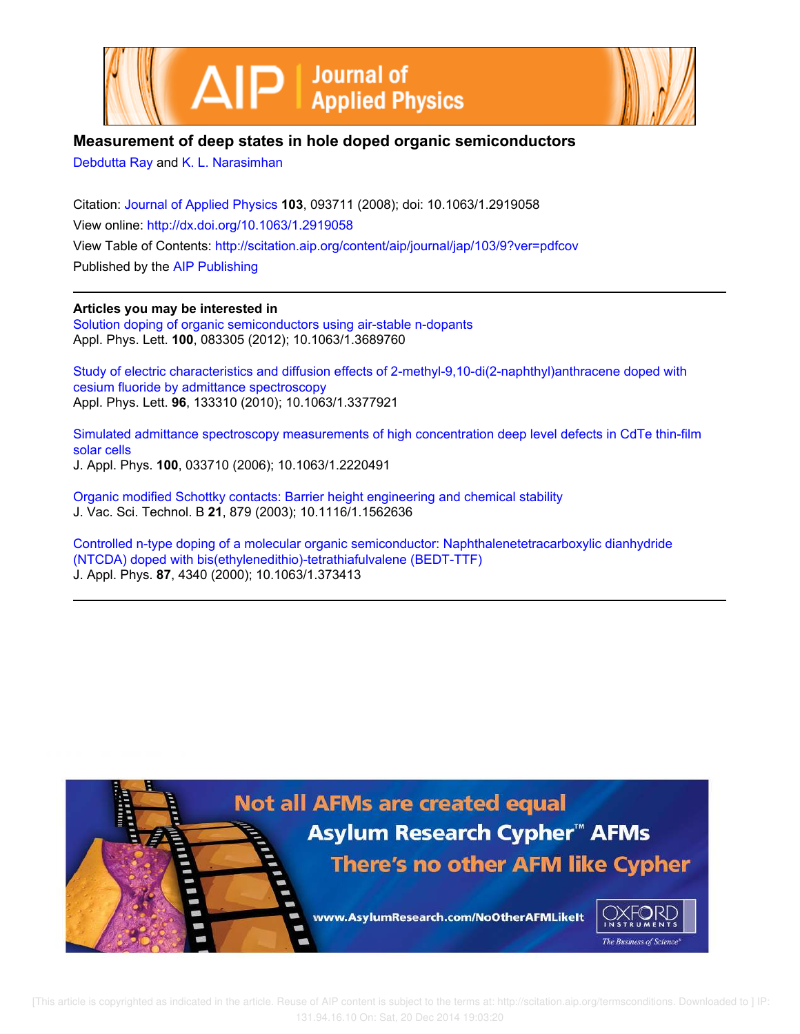# Measurement of deep states in hole doped organic semiconductors

Debdutta Ray and K. L. Narasimhan

Citation: Journal of Applied Physics **103**, 093711 (2008); doi: 10.1063/1.2919058

View online: http://dx.doi.org/10.1063/1.2919058

View Table of Contents: http://scitation.aip.org/content/aip/journal/jap/103/9?ver=pdfcov

Published by the AIP Publishing

---

**Articles you may be interested in**

Solution doping of organic semiconductors using air-stable n-dopants
Appl. Phys. Lett. **100**, 083305 (2012); 10.1063/1.3689760

Study of electric characteristics and diffusion effects of 2-methyl-9,10-di(2-naphthyl)anthracene doped with cesium fluoride by admittance spectroscopy
Appl. Phys. Lett. **96**, 133310 (2010); 10.1063/1.3377921

Simulated admittance spectroscopy measurements of high concentration deep level defects in CdTe thin-film solar cells
J. Appl. Phys. **100**, 033710 (2006); 10.1063/1.2220491

Organic modified Schottky contacts: Barrier height engineering and chemical stability
J. Vac. Sci. Technol. B **21**, 879 (2003); 10.1116/1.1562636

Controlled n-type doping of a molecular organic semiconductor: Naphthalenetetracarboxylic dianhydride (NTCDA) doped with bis(ethylenedithio)-tetrathiafulvalene (BEDT-TTF)
J. Appl. Phys. **87**, 4340 (2000); 10.1063/1.373413

---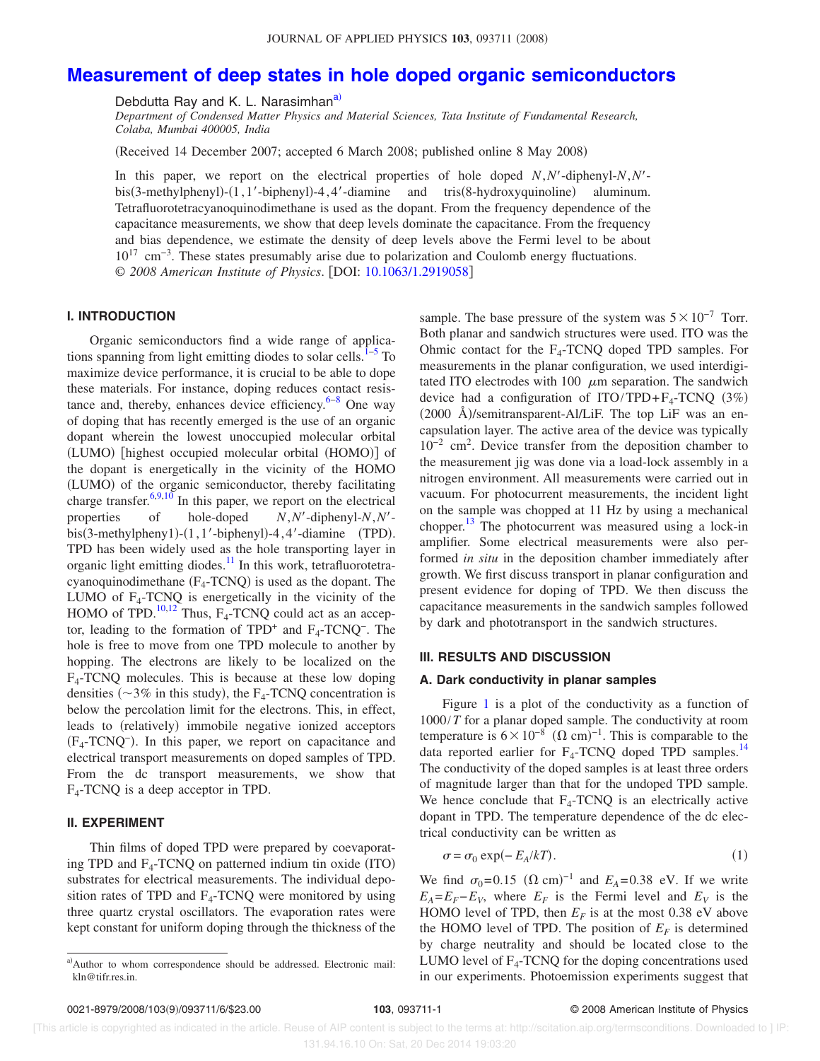# Measurement of deep states in hole doped organic semiconductors

Debdutta Ray and K. L. Narasimhan[a)]

*Department of Condensed Matter Physics and Material Sciences, Tata Institute of Fundamental Research, Colaba, Mumbai 400005, India*

(Received 14 December 2007; accepted 6 March 2008; published online 8 May 2008)

In this paper, we report on the electrical properties of hole doped $N,N'$-diphenyl-$N,N'$-bis(3-methylphenyl)-(1,1′-biphenyl)-4,4′-diamine and tris(8-hydroxyquinoline) aluminum. Tetrafluorotetracyanoquinodimethane is used as the dopant. From the frequency dependence of the capacitance measurements, we show that deep levels dominate the capacitance. From the frequency and bias dependence, we estimate the density of deep levels above the Fermi level to be about $10^{17}$ cm$^{-3}$. These states presumably arise due to polarization and Coulomb energy fluctuations. © *2008 American Institute of Physics*. [DOI: 10.1063/1.2919058]

## I. INTRODUCTION

Organic semiconductors find a wide range of applications spanning from light emitting diodes to solar cells.[1–5] To maximize device performance, it is crucial to be able to dope these materials. For instance, doping reduces contact resistance and, thereby, enhances device efficiency.[6–8] One way of doping that has recently emerged is the use of an organic dopant wherein the lowest unoccupied molecular orbital (LUMO) [highest occupied molecular orbital (HOMO)] of the dopant is energetically in the vicinity of the HOMO (LUMO) of the organic semiconductor, thereby facilitating charge transfer.[6,9,10] In this paper, we report on the electrical properties of hole-doped $N,N'$-diphenyl-$N,N'$-bis(3-methylpheny1)-(1,1′-biphenyl)-4,4′-diamine (TPD). TPD has been widely used as the hole transporting layer in organic light emitting diodes.[11] In this work, tetrafluorotetracyanoquinodimethane ($F_4$-TCNQ) is used as the dopant. The LUMO of $F_4$-TCNQ is energetically in the vicinity of the HOMO of TPD.[10,12] Thus, $F_4$-TCNQ could act as an acceptor, leading to the formation of $TPD^+$ and $F_4$-$TCNQ^-$. The hole is free to move from one TPD molecule to another by hopping. The electrons are likely to be localized on the $F_4$-TCNQ molecules. This is because at these low doping densities (~3% in this study), the $F_4$-TCNQ concentration is below the percolation limit for the electrons. This, in effect, leads to (relatively) immobile negative ionized acceptors ($F_4$-$TCNQ^-$). In this paper, we report on capacitance and electrical transport measurements on doped samples of TPD. From the dc transport measurements, we show that $F_4$-TCNQ is a deep acceptor in TPD.

## II. EXPERIMENT

Thin films of doped TPD were prepared by coevaporating TPD and $F_4$-TCNQ on patterned indium tin oxide (ITO) substrates for electrical measurements. The individual deposition rates of TPD and $F_4$-TCNQ were monitored by using three quartz crystal oscillators. The evaporation rates were kept constant for uniform doping through the thickness of the sample. The base pressure of the system was $5\times10^{-7}$ Torr. Both planar and sandwich structures were used. ITO was the Ohmic contact for the $F_4$-TCNQ doped TPD samples. For measurements in the planar configuration, we used interdigitated ITO electrodes with 100 $\mu$m separation. The sandwich device had a configuration of ITO/TPD+$F_4$-TCNQ (3%) (2000 Å)/semitransparent-Al/LiF. The top LiF was an encapsulation layer. The active area of the device was typically $10^{-2}$ cm$^2$. Device transfer from the deposition chamber to the measurement jig was done via a load-lock assembly in a nitrogen environment. All measurements were carried out in vacuum. For photocurrent measurements, the incident light on the sample was chopped at 11 Hz by using a mechanical chopper.[13] The photocurrent was measured using a lock-in amplifier. Some electrical measurements were also performed *in situ* in the deposition chamber immediately after growth. We first discuss transport in planar configuration and present evidence for doping of TPD. We then discuss the capacitance measurements in the sandwich samples followed by dark and phototransport in the sandwich structures.

## III. RESULTS AND DISCUSSION

### A. Dark conductivity in planar samples

Figure 1 is a plot of the conductivity as a function of $1000/T$ for a planar doped sample. The conductivity at room temperature is $6\times10^{-8}$ $(\Omega\ \text{cm})^{-1}$. This is comparable to the data reported earlier for $F_4$-TCNQ doped TPD samples.[14] The conductivity of the doped samples is at least three orders of magnitude larger than that for the undoped TPD sample. We hence conclude that $F_4$-TCNQ is an electrically active dopant in TPD. The temperature dependence of the dc electrical conductivity can be written as

$$\sigma = \sigma_0 \exp(-E_A/kT). \tag{1}$$

We find $\sigma_0=0.15$ $(\Omega\ \text{cm})^{-1}$ and $E_A=0.38$ eV. If we write $E_A=E_F-E_V$, where $E_F$ is the Fermi level and $E_V$ is the HOMO level of TPD, then $E_F$ is at the most 0.38 eV above the HOMO level of TPD. The position of $E_F$ is determined by charge neutrality and should be located close to the LUMO level of $F_4$-TCNQ for the doping concentrations used in our experiments. Photoemission experiments suggest that

---

[a)]Author to whom correspondence should be addressed. Electronic mail: kln@tifr.res.in.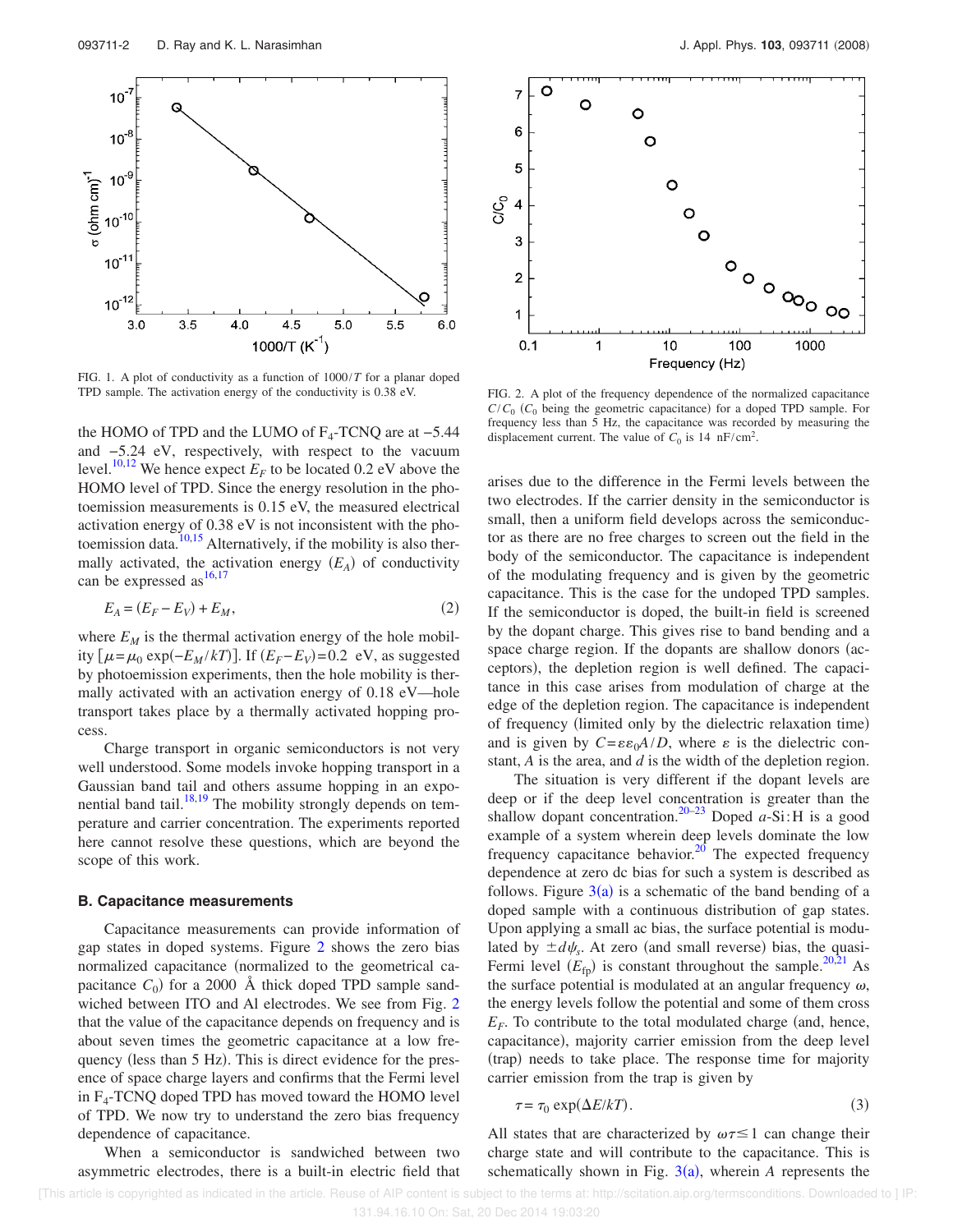FIG. 1. A plot of conductivity as a function of $1000/T$ for a planar doped TPD sample. The activation energy of the conductivity is 0.38 eV.

the HOMO of TPD and the LUMO of $F_4$-TCNQ are at −5.44 and −5.24 eV, respectively, with respect to the vacuum level.[10,12] We hence expect $E_F$ to be located 0.2 eV above the HOMO level of TPD. Since the energy resolution in the photoemission measurements is 0.15 eV, the measured electrical activation energy of 0.38 eV is not inconsistent with the photoemission data.[10,15] Alternatively, if the mobility is also thermally activated, the activation energy ($E_A$) of conductivity can be expressed as[16,17]

$$E_A = (E_F - E_V) + E_M, \tag{2}$$

where $E_M$ is the thermal activation energy of the hole mobility [$\mu = \mu_0 \exp(-E_M/kT)$]. If $(E_F - E_V) = 0.2$ eV, as suggested by photoemission experiments, then the hole mobility is thermally activated with an activation energy of 0.18 eV—hole transport takes place by a thermally activated hopping process.

Charge transport in organic semiconductors is not very well understood. Some models invoke hopping transport in a Gaussian band tail and others assume hopping in an exponential band tail.[18,19] The mobility strongly depends on temperature and carrier concentration. The experiments reported here cannot resolve these questions, which are beyond the scope of this work.

### B. Capacitance measurements

Capacitance measurements can provide information of gap states in doped systems. Figure 2 shows the zero bias normalized capacitance (normalized to the geometrical capacitance $C_0$) for a 2000 Å thick doped TPD sample sandwiched between ITO and Al electrodes. We see from Fig. 2 that the value of the capacitance depends on frequency and is about seven times the geometric capacitance at a low frequency (less than 5 Hz). This is direct evidence for the presence of space charge layers and confirms that the Fermi level in $F_4$-TCNQ doped TPD has moved toward the HOMO level of TPD. We now try to understand the zero bias frequency dependence of capacitance.

When a semiconductor is sandwiched between two asymmetric electrodes, there is a built-in electric field that arises due to the difference in the Fermi levels between the two electrodes. If the carrier density in the semiconductor is small, then a uniform field develops across the semiconductor as there are no free charges to screen out the field in the body of the semiconductor. The capacitance is independent of the modulating frequency and is given by the geometric capacitance. This is the case for the undoped TPD samples. If the semiconductor is doped, the built-in field is screened by the dopant charge. This gives rise to band bending and a space charge region. If the dopants are shallow donors (acceptors), the depletion region is well defined. The capacitance in this case arises from modulation of charge at the edge of the depletion region. The capacitance is independent of frequency (limited only by the dielectric relaxation time) and is given by $C = \varepsilon\varepsilon_0 A/D$, where $\varepsilon$ is the dielectric constant, $A$ is the area, and $d$ is the width of the depletion region.

FIG. 2. A plot of the frequency dependence of the normalized capacitance $C/C_0$ ($C_0$ being the geometric capacitance) for a doped TPD sample. For frequency less than 5 Hz, the capacitance was recorded by measuring the displacement current. The value of $C_0$ is 14 nF/cm$^2$.

The situation is very different if the dopant levels are deep or if the deep level concentration is greater than the shallow dopant concentration.[20–23] Doped $a$-Si:H is a good example of a system wherein deep levels dominate the low frequency capacitance behavior.[20] The expected frequency dependence at zero dc bias for such a system is described as follows. Figure 3(a) is a schematic of the band bending of a doped sample with a continuous distribution of gap states. Upon applying a small ac bias, the surface potential is modulated by $\pm d\psi_s$. At zero (and small reverse) bias, the quasi-Fermi level ($E_{fp}$) is constant throughout the sample.[20,21] As the surface potential is modulated at an angular frequency $\omega$, the energy levels follow the potential and some of them cross $E_F$. To contribute to the total modulated charge (and, hence, capacitance), majority carrier emission from the deep level (trap) needs to take place. The response time for majority carrier emission from the trap is given by

$$\tau = \tau_0 \exp(\Delta E/kT). \tag{3}$$

All states that are characterized by $\omega\tau \le 1$ can change their charge state and will contribute to the capacitance. This is schematically shown in Fig. 3(a), wherein $A$ represents the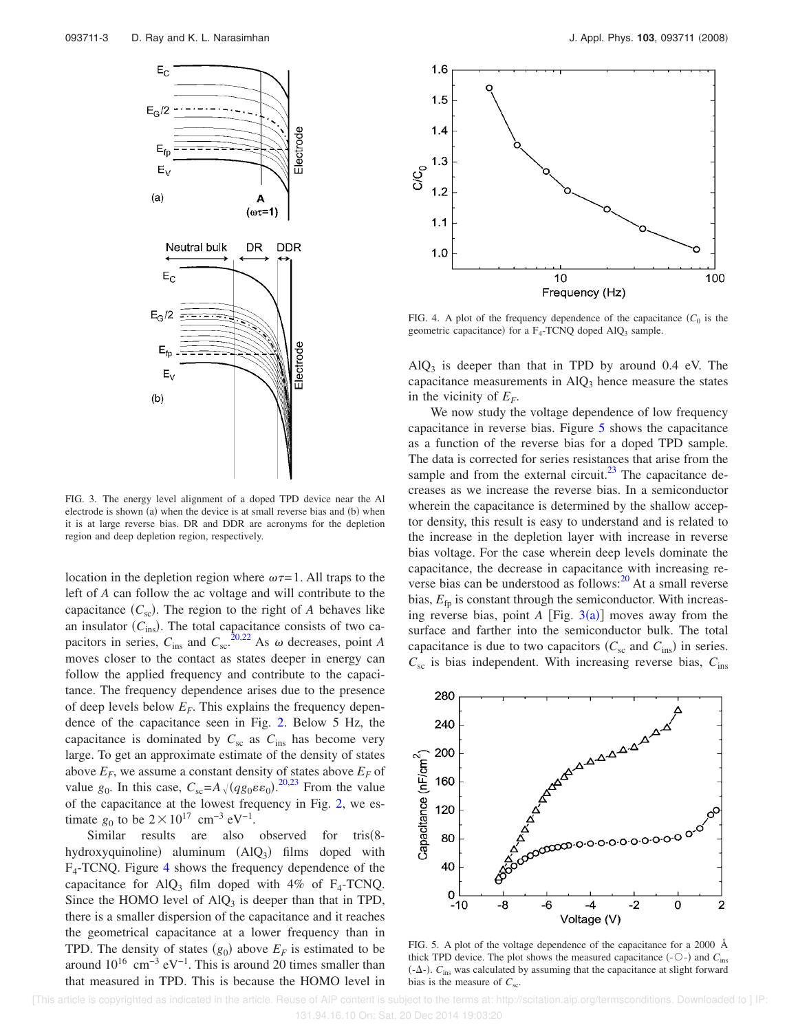FIG. 3. The energy level alignment of a doped TPD device near the Al electrode is shown (a) when the device is at small reverse bias and (b) when it is at large reverse bias. DR and DDR are acronyms for the depletion region and deep depletion region, respectively.

location in the depletion region where $\omega\tau=1$. All traps to the left of $A$ can follow the ac voltage and will contribute to the capacitance ($C_{sc}$). The region to the right of $A$ behaves like an insulator ($C_{ins}$). The total capacitance consists of two capacitors in series, $C_{ins}$ and $C_{sc}$.[20,22] As $\omega$ decreases, point $A$ moves closer to the contact as states deeper in energy can follow the applied frequency and contribute to the capacitance. The frequency dependence arises due to the presence of deep levels below $E_F$. This explains the frequency dependence of the capacitance seen in Fig. 2. Below 5 Hz, the capacitance is dominated by $C_{sc}$ as $C_{ins}$ has become very large. To get an approximate estimate of the density of states above $E_F$, we assume a constant density of states above $E_F$ of value $g_0$. In this case, $C_{sc}=A\sqrt{(qg_0\varepsilon\varepsilon_0)}$.[20,23] From the value of the capacitance at the lowest frequency in Fig. 2, we estimate $g_0$ to be $2\times10^{17}$ $\text{cm}^{-3}$ $\text{eV}^{-1}$.

Similar results are also observed for tris(8-hydroxyquinoline) aluminum ($AlQ_3$) films doped with $F_4$-TCNQ. Figure 4 shows the frequency dependence of the capacitance for $AlQ_3$ film doped with 4% of $F_4$-TCNQ. Since the HOMO level of $AlQ_3$ is deeper than that in TPD, there is a smaller dispersion of the capacitance and it reaches the geometrical capacitance at a lower frequency than in TPD. The density of states ($g_0$) above $E_F$ is estimated to be around $10^{16}$ $\text{cm}^{-3}$ $\text{eV}^{-1}$. This is around 20 times smaller than that measured in TPD. This is because the HOMO level in $AlQ_3$ is deeper than that in TPD by around 0.4 eV. The capacitance measurements in $AlQ_3$ hence measure the states in the vicinity of $E_F$.

FIG. 4. A plot of the frequency dependence of the capacitance ($C_0$ is the geometric capacitance) for a $F_4$-TCNQ doped $AlQ_3$ sample.

We now study the voltage dependence of low frequency capacitance in reverse bias. Figure 5 shows the capacitance as a function of the reverse bias for a doped TPD sample. The data is corrected for series resistances that arise from the sample and from the external circuit.[23] The capacitance decreases as we increase the reverse bias. In a semiconductor wherein the capacitance is determined by the shallow acceptor density, this result is easy to understand and is related to the increase in the depletion layer with increase in reverse bias voltage. For the case wherein deep levels dominate the capacitance, the decrease in capacitance with increasing reverse bias can be understood as follows:[20] At a small reverse bias, $E_{fp}$ is constant through the semiconductor. With increasing reverse bias, point $A$ [Fig. 3(a)] moves away from the surface and farther into the semiconductor bulk. The total capacitance is due to two capacitors ($C_{sc}$ and $C_{ins}$) in series. $C_{sc}$ is bias independent. With increasing reverse bias, $C_{ins}$

FIG. 5. A plot of the voltage dependence of the capacitance for a 2000 Å thick TPD device. The plot shows the measured capacitance (-○-) and $C_{ins}$ (-Δ-). $C_{ins}$ was calculated by assuming that the capacitance at slight forward bias is the measure of $C_{sc}$.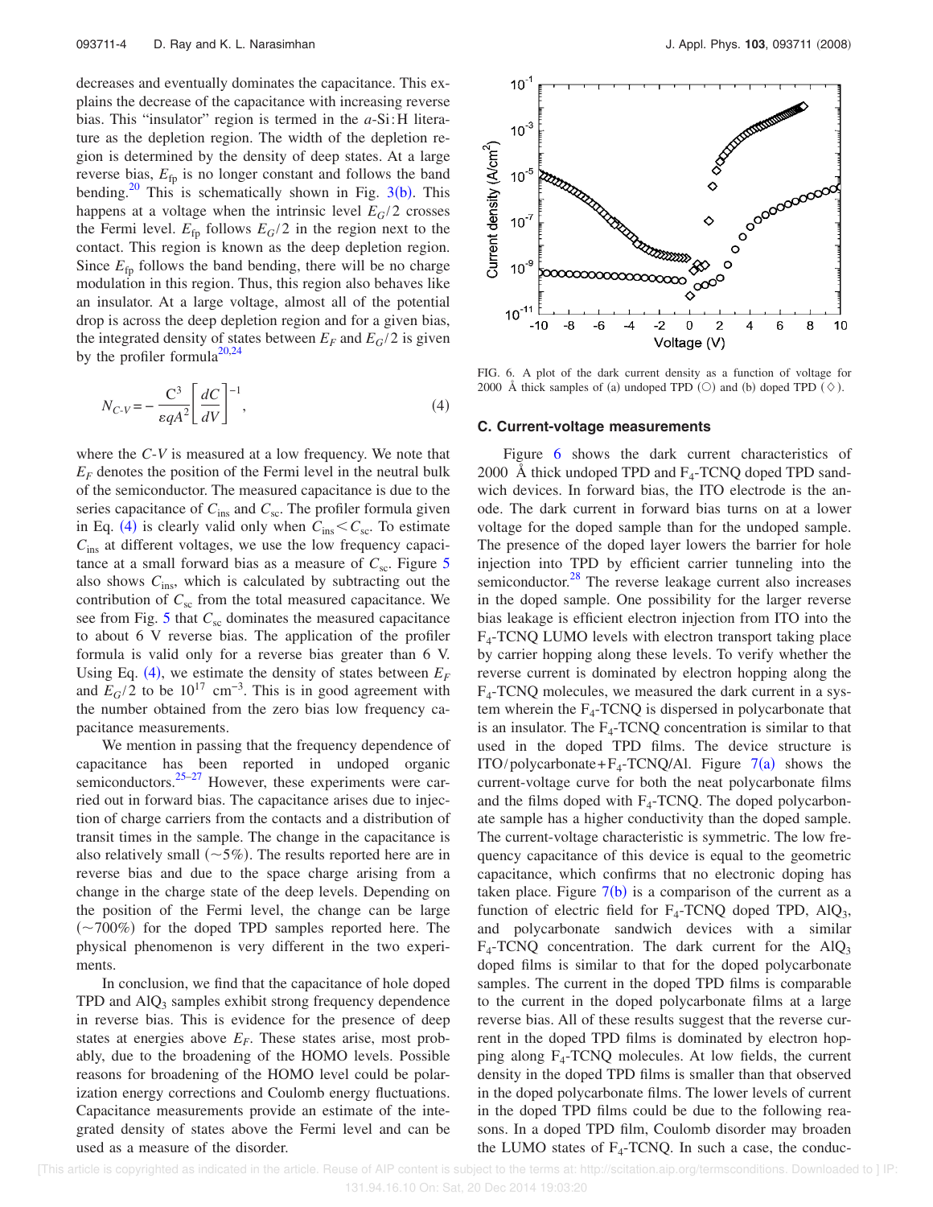decreases and eventually dominates the capacitance. This explains the decrease of the capacitance with increasing reverse bias. This "insulator" region is termed in the $a$-Si:H literature as the depletion region. The width of the depletion region is determined by the density of deep states. At a large reverse bias, $E_{fp}$ is no longer constant and follows the band bending.[20] This is schematically shown in Fig. 3(b). This happens at a voltage when the intrinsic level $E_G/2$ crosses the Fermi level. $E_{fp}$ follows $E_G/2$ in the region next to the contact. This region is known as the deep depletion region. Since $E_{fp}$ follows the band bending, there will be no charge modulation in this region. Thus, this region also behaves like an insulator. At a large voltage, almost all of the potential drop is across the deep depletion region and for a given bias, the integrated density of states between $E_F$ and $E_G/2$ is given by the profiler formula[20,24]

$$N_{C\text{-}V} = -\frac{C^3}{\varepsilon q A^2}\left[\frac{dC}{dV}\right]^{-1}, \tag{4}$$

where the $C$-$V$ is measured at a low frequency. We note that $E_F$ denotes the position of the Fermi level in the neutral bulk of the semiconductor. The measured capacitance is due to the series capacitance of $C_{ins}$ and $C_{sc}$. The profiler formula given in Eq. (4) is clearly valid only when $C_{ins} < C_{sc}$. To estimate $C_{ins}$ at different voltages, we use the low frequency capacitance at a small forward bias as a measure of $C_{sc}$. Figure 5 also shows $C_{ins}$, which is calculated by subtracting out the contribution of $C_{sc}$ from the total measured capacitance. We see from Fig. 5 that $C_{sc}$ dominates the measured capacitance to about 6 V reverse bias. The application of the profiler formula is valid only for a reverse bias greater than 6 V. Using Eq. (4), we estimate the density of states between $E_F$ and $E_G/2$ to be $10^{17}$ cm$^{-3}$. This is in good agreement with the number obtained from the zero bias low frequency capacitance measurements.

We mention in passing that the frequency dependence of capacitance has been reported in undoped organic semiconductors.[25–27] However, these experiments were carried out in forward bias. The capacitance arises due to injection of charge carriers from the contacts and a distribution of transit times in the sample. The change in the capacitance is also relatively small (~5%). The results reported here are in reverse bias and due to the space charge arising from a change in the charge state of the deep levels. Depending on the position of the Fermi level, the change can be large (~700%) for the doped TPD samples reported here. The physical phenomenon is very different in the two experiments.

In conclusion, we find that the capacitance of hole doped TPD and $AlQ_3$ samples exhibit strong frequency dependence in reverse bias. This is evidence for the presence of deep states at energies above $E_F$. These states arise, most probably, due to the broadening of the HOMO levels. Possible reasons for broadening of the HOMO level could be polarization energy corrections and Coulomb energy fluctuations. Capacitance measurements provide an estimate of the integrated density of states above the Fermi level and can be used as a measure of the disorder.

FIG. 6. A plot of the dark current density as a function of voltage for 2000 Å thick samples of (a) undoped TPD (○) and (b) doped TPD (◇).

### C. Current-voltage measurements

Figure 6 shows the dark current characteristics of 2000 Å thick undoped TPD and $F_4$-TCNQ doped TPD sandwich devices. In forward bias, the ITO electrode is the anode. The dark current in forward bias turns on at a lower voltage for the doped sample than for the undoped sample. The presence of the doped layer lowers the barrier for hole injection into TPD by efficient carrier tunneling into the semiconductor.[28] The reverse leakage current also increases in the doped sample. One possibility for the larger reverse bias leakage is efficient electron injection from ITO into the $F_4$-TCNQ LUMO levels with electron transport taking place by carrier hopping along these levels. To verify whether the reverse current is dominated by electron hopping along the $F_4$-TCNQ molecules, we measured the dark current in a system wherein the $F_4$-TCNQ is dispersed in polycarbonate that is an insulator. The $F_4$-TCNQ concentration is similar to that used in the doped TPD films. The device structure is ITO/polycarbonate+$F_4$-TCNQ/Al. Figure 7(a) shows the current-voltage curve for both the neat polycarbonate films and the films doped with $F_4$-TCNQ. The doped polycarbonate sample has a higher conductivity than the doped sample. The current-voltage characteristic is symmetric. The low frequency capacitance of this device is equal to the geometric capacitance, which confirms that no electronic doping has taken place. Figure 7(b) is a comparison of the current as a function of electric field for $F_4$-TCNQ doped TPD, $AlQ_3$, and polycarbonate sandwich devices with a similar $F_4$-TCNQ concentration. The dark current for the $AlQ_3$ doped films is similar to that for the doped polycarbonate samples. The current in the doped TPD films is comparable to the current in the doped polycarbonate films at a large reverse bias. All of these results suggest that the reverse current in the doped TPD films is dominated by electron hopping along $F_4$-TCNQ molecules. At low fields, the current density in the doped TPD films is smaller than that observed in the doped polycarbonate films. The lower levels of current in the doped TPD films could be due to the following reasons. In a doped TPD film, Coulomb disorder may broaden the LUMO states of $F_4$-TCNQ. In such a case, the conduc-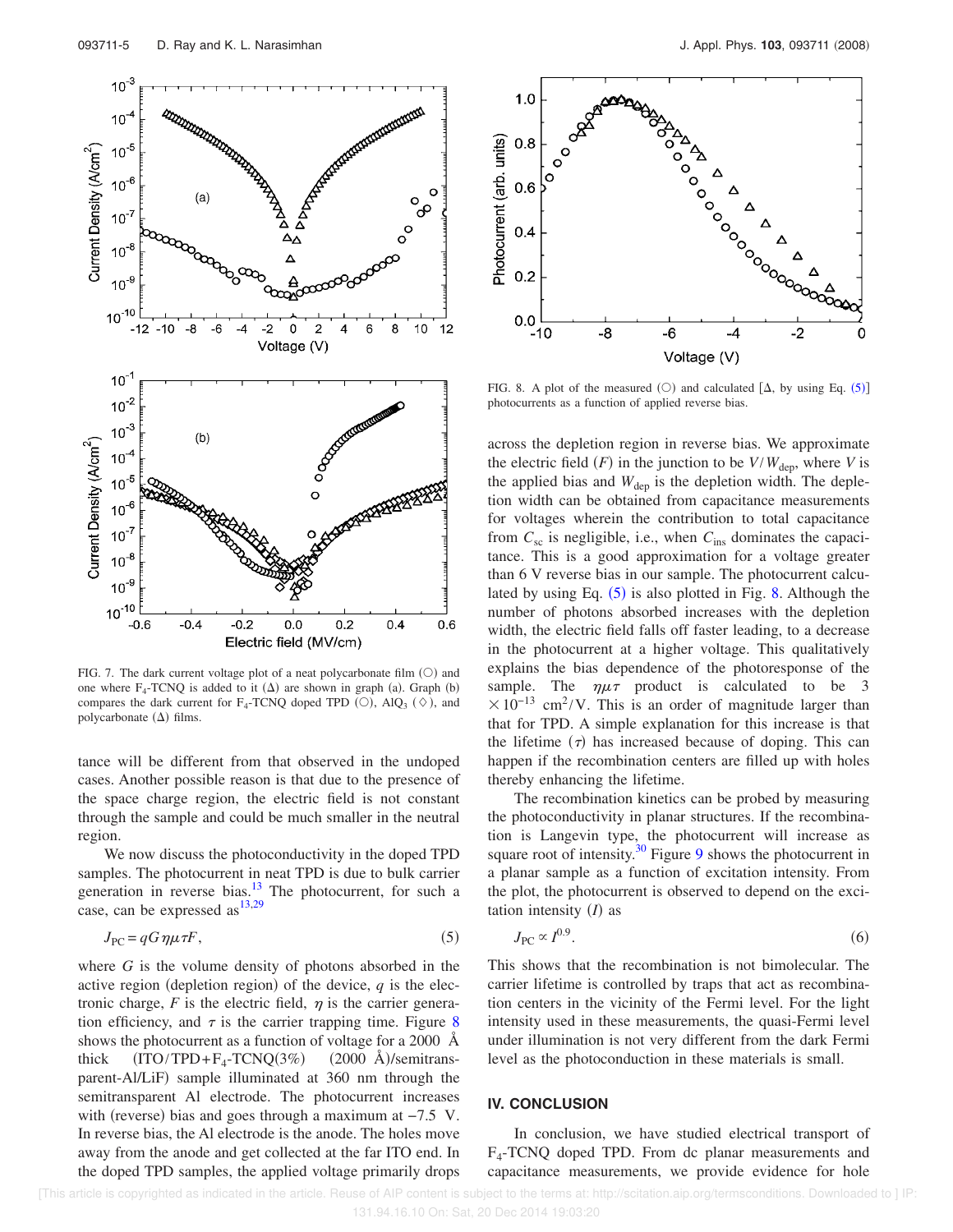FIG. 7. The dark current voltage plot of a neat polycarbonate film (○) and one where $F_4$-TCNQ is added to it (Δ) are shown in graph (a). Graph (b) compares the dark current for $F_4$-TCNQ doped TPD (○), $AlQ_3$ (◇), and polycarbonate (Δ) films.

tance will be different from that observed in the undoped cases. Another possible reason is that due to the presence of the space charge region, the electric field is not constant through the sample and could be much smaller in the neutral region.

We now discuss the photoconductivity in the doped TPD samples. The photocurrent in neat TPD is due to bulk carrier generation in reverse bias.[13] The photocurrent, for such a case, can be expressed as[13,29]

$$J_{PC} = qG\eta\mu\tau F, \tag{5}$$

where $G$ is the volume density of photons absorbed in the active region (depletion region) of the device, $q$ is the electronic charge, $F$ is the electric field, $\eta$ is the carrier generation efficiency, and $\tau$ is the carrier trapping time. Figure 8 shows the photocurrent as a function of voltage for a 2000 Å thick (ITO/TPD+$F_4$-TCNQ(3%) (2000 Å)/semitransparent-Al/LiF) sample illuminated at 360 nm through the semitransparent Al electrode. The photocurrent increases with (reverse) bias and goes through a maximum at −7.5 V. In reverse bias, the Al electrode is the anode. The holes move away from the anode and get collected at the far ITO end. In the doped TPD samples, the applied voltage primarily drops across the depletion region in reverse bias. We approximate the electric field ($F$) in the junction to be $V/W_{dep}$, where $V$ is the applied bias and $W_{dep}$ is the depletion width. The depletion width can be obtained from capacitance measurements for voltages wherein the contribution to total capacitance from $C_{sc}$ is negligible, i.e., when $C_{ins}$ dominates the capacitance. This is a good approximation for a voltage greater than 6 V reverse bias in our sample. The photocurrent calculated by using Eq. (5) is also plotted in Fig. 8. Although the number of photons absorbed increases with the depletion width, the electric field falls off faster leading, to a decrease in the photocurrent at a higher voltage. This qualitatively explains the bias dependence of the photoresponse of the sample. The $\eta\mu\tau$ product is calculated to be $3 \times 10^{-13}$ cm$^2$/V. This is an order of magnitude larger than that for TPD. A simple explanation for this increase is that the lifetime ($\tau$) has increased because of doping. This can happen if the recombination centers are filled up with holes thereby enhancing the lifetime.

FIG. 8. A plot of the measured (○) and calculated [Δ, by using Eq. (5)] photocurrents as a function of applied reverse bias.

The recombination kinetics can be probed by measuring the photoconductivity in planar structures. If the recombination is Langevin type, the photocurrent will increase as square root of intensity.[30] Figure 9 shows the photocurrent in a planar sample as a function of excitation intensity. From the plot, the photocurrent is observed to depend on the excitation intensity ($I$) as

$$J_{PC} \propto I^{0.9}. \tag{6}$$

This shows that the recombination is not bimolecular. The carrier lifetime is controlled by traps that act as recombination centers in the vicinity of the Fermi level. For the light intensity used in these measurements, the quasi-Fermi level under illumination is not very different from the dark Fermi level as the photoconduction in these materials is small.

## IV. CONCLUSION

In conclusion, we have studied electrical transport of $F_4$-TCNQ doped TPD. From dc planar measurements and capacitance measurements, we provide evidence for hole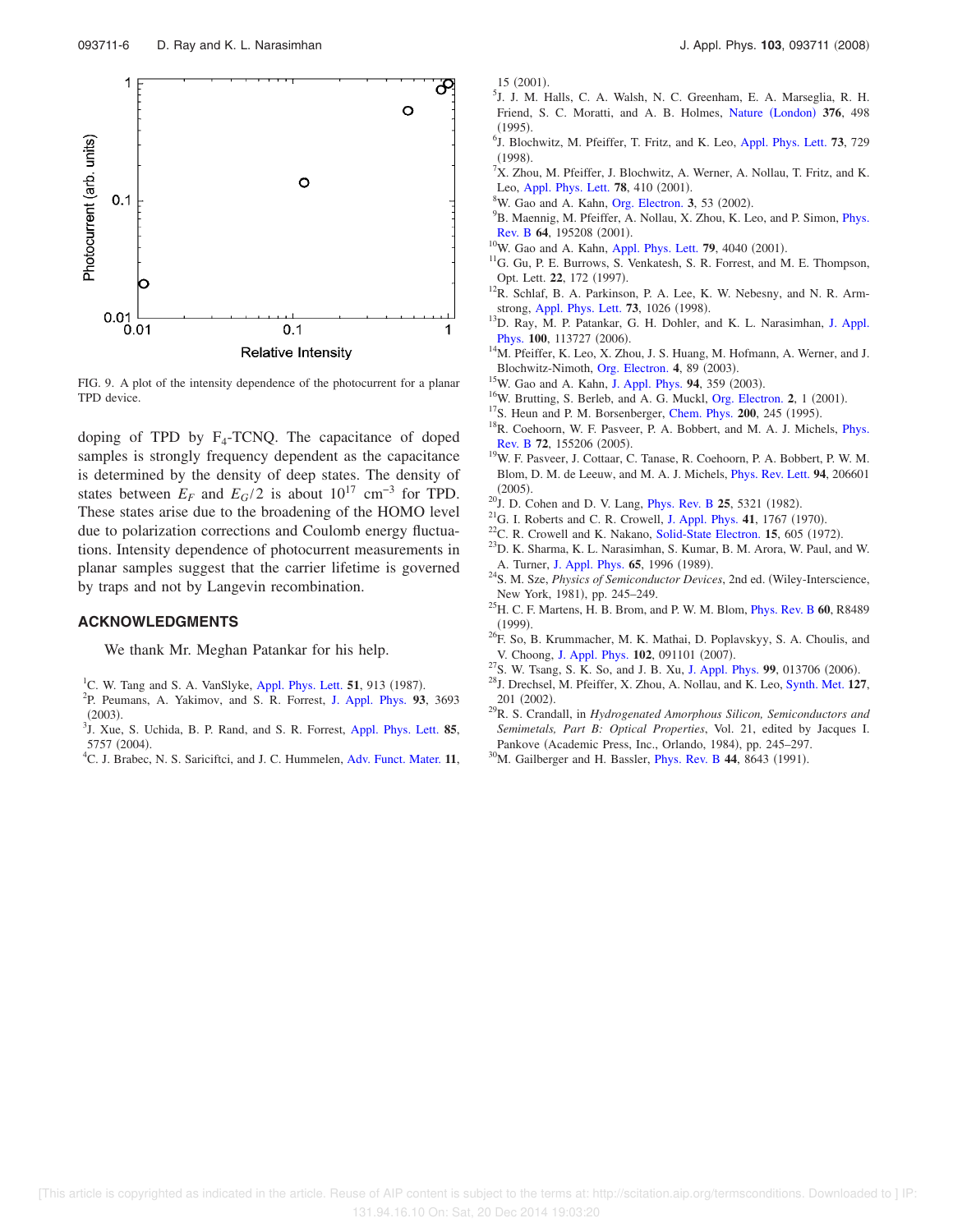1

0.1

0.01

0.01

0.1

1

Photocurrent (arb. units)

Relative Intensity

FIG. 9. A plot of the intensity dependence of the photocurrent for a planar TPD device.

doping of TPD by $F_4$-TCNQ. The capacitance of doped samples is strongly frequency dependent as the capacitance is determined by the density of deep states. The density of states between $E_F$ and $E_G/2$ is about $10^{17}$ $cm^{-3}$ for TPD. These states arise due to the broadening of the HOMO level due to polarization corrections and Coulomb energy fluctuations. Intensity dependence of photocurrent measurements in planar samples suggest that the carrier lifetime is governed by traps and not by Langevin recombination.

## ACKNOWLEDGMENTS

We thank Mr. Meghan Patankar for his help.

[1] C. W. Tang and S. A. VanSlyke, Appl. Phys. Lett. **51**, 913 (1987).
[2] P. Peumans, A. Yakimov, and S. R. Forrest, J. Appl. Phys. **93**, 3693 (2003).
[3] J. Xue, S. Uchida, B. P. Rand, and S. R. Forrest, Appl. Phys. Lett. **85**, 5757 (2004).
[4] C. J. Brabec, N. S. Sariciftci, and J. C. Hummelen, Adv. Funct. Mater. **11**, 15 (2001).
[5] J. J. M. Halls, C. A. Walsh, N. C. Greenham, E. A. Marseglia, R. H. Friend, S. C. Moratti, and A. B. Holmes, Nature (London) **376**, 498 (1995).
[6] J. Blochwitz, M. Pfeiffer, T. Fritz, and K. Leo, Appl. Phys. Lett. **73**, 729 (1998).
[7] X. Zhou, M. Pfeiffer, J. Blochwitz, A. Werner, A. Nollau, T. Fritz, and K. Leo, Appl. Phys. Lett. **78**, 410 (2001).
[8] W. Gao and A. Kahn, Org. Electron. **3**, 53 (2002).
[9] B. Maennig, M. Pfeiffer, A. Nollau, X. Zhou, K. Leo, and P. Simon, Phys. Rev. B **64**, 195208 (2001).
[10] W. Gao and A. Kahn, Appl. Phys. Lett. **79**, 4040 (2001).
[11] G. Gu, P. E. Burrows, S. Venkatesh, S. R. Forrest, and M. E. Thompson, Opt. Lett. **22**, 172 (1997).
[12] R. Schlaf, B. A. Parkinson, P. A. Lee, K. W. Nebesny, and N. R. Armstrong, Appl. Phys. Lett. **73**, 1026 (1998).
[13] D. Ray, M. P. Patankar, G. H. Dohler, and K. L. Narasimhan, J. Appl. Phys. **100**, 113727 (2006).
[14] M. Pfeiffer, K. Leo, X. Zhou, J. S. Huang, M. Hofmann, A. Werner, and J. Blochwitz-Nimoth, Org. Electron. **4**, 89 (2003).
[15] W. Gao and A. Kahn, J. Appl. Phys. **94**, 359 (2003).
[16] W. Brutting, S. Berleb, and A. G. Muckl, Org. Electron. **2**, 1 (2001).
[17] S. Heun and P. M. Borsenberger, Chem. Phys. **200**, 245 (1995).
[18] R. Coehoorn, W. F. Pasveer, P. A. Bobbert, and M. A. J. Michels, Phys. Rev. B **72**, 155206 (2005).
[19] W. F. Pasveer, J. Cottaar, C. Tanase, R. Coehoorn, P. A. Bobbert, P. W. M. Blom, D. M. de Leeuw, and M. A. J. Michels, Phys. Rev. Lett. **94**, 206601 (2005).
[20] J. D. Cohen and D. V. Lang, Phys. Rev. B **25**, 5321 (1982).
[21] G. I. Roberts and C. R. Crowell, J. Appl. Phys. **41**, 1767 (1970).
[22] C. R. Crowell and K. Nakano, Solid-State Electron. **15**, 605 (1972).
[23] D. K. Sharma, K. L. Narasimhan, S. Kumar, B. M. Arora, W. Paul, and W. A. Turner, J. Appl. Phys. **65**, 1996 (1989).
[24] S. M. Sze, *Physics of Semiconductor Devices*, 2nd ed. (Wiley-Interscience, New York, 1981), pp. 245–249.
[25] H. C. F. Martens, H. B. Brom, and P. W. M. Blom, Phys. Rev. B **60**, R8489 (1999).
[26] F. So, B. Krummacher, M. K. Mathai, D. Poplavskyy, S. A. Choulis, and V. Choong, J. Appl. Phys. **102**, 091101 (2007).
[27] S. W. Tsang, S. K. So, and J. B. Xu, J. Appl. Phys. **99**, 013706 (2006).
[28] J. Drechsel, M. Pfeiffer, X. Zhou, A. Nollau, and K. Leo, Synth. Met. **127**, 201 (2002).
[29] R. S. Crandall, in *Hydrogenated Amorphous Silicon, Semiconductors and Semimetals, Part B: Optical Properties*, Vol. 21, edited by Jacques I. Pankove (Academic Press, Inc., Orlando, 1984), pp. 245–297.
[30] M. Gailberger and H. Bassler, Phys. Rev. B **44**, 8643 (1991).